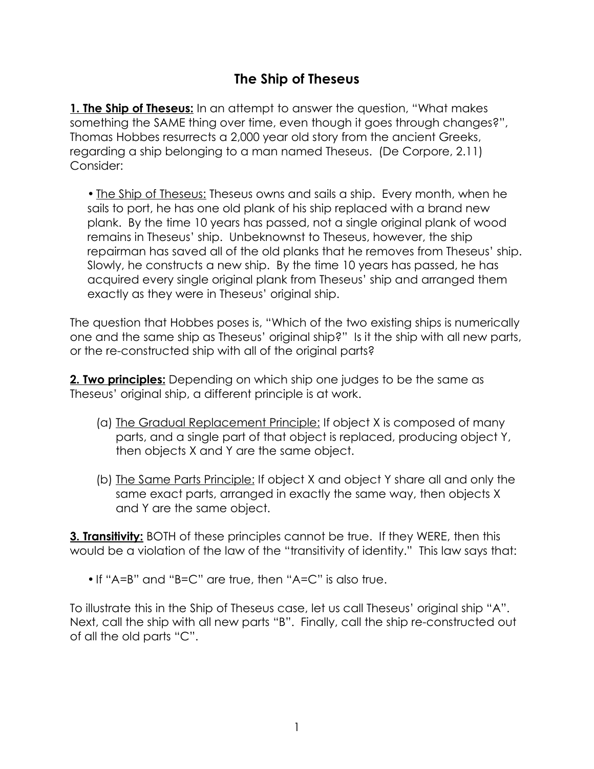# The Ship of Theseus

**1. The Ship of Theseus:** In an attempt to answer the question, "What makes something the SAME thing over time, even though it goes through changes?", Thomas Hobbes resurrects a 2,000 year old story from the ancient Greeks, regarding a ship belonging to a man named Theseus. (De Corpore, 2.11) Consider:

- The Ship of Theseus: Theseus owns and sails a ship. Every month, when he sails to port, he has one old plank of his ship replaced with a brand new plank. By the time 10 years has passed, not a single original plank of wood remains in Theseus' ship. Unbeknownst to Theseus, however, the ship repairman has saved all of the old planks that he removes from Theseus' ship. Slowly, he constructs a new ship. By the time 10 years has passed, he has acquired every single original plank from Theseus' ship and arranged them exactly as they were in Theseus' original ship.

The question that Hobbes poses is, "Which of the two existing ships is numerically one and the same ship as Theseus' original ship?" Is it the ship with all new parts, or the re-constructed ship with all of the original parts?

**2. Two principles:** Depending on which ship one judges to be the same as Theseus' original ship, a different principle is at work.

(a) The Gradual Replacement Principle: If object X is composed of many parts, and a single part of that object is replaced, producing object Y, then objects X and Y are the same object.

(b) The Same Parts Principle: If object X and object Y share all and only the same exact parts, arranged in exactly the same way, then objects X and Y are the same object.

**3. Transitivity:** BOTH of these principles cannot be true. If they WERE, then this would be a violation of the law of the "transitivity of identity." This law says that:

- If "A=B" and "B=C" are true, then "A=C" is also true.

To illustrate this in the Ship of Theseus case, let us call Theseus' original ship "A". Next, call the ship with all new parts "B". Finally, call the ship re-constructed out of all the old parts "C".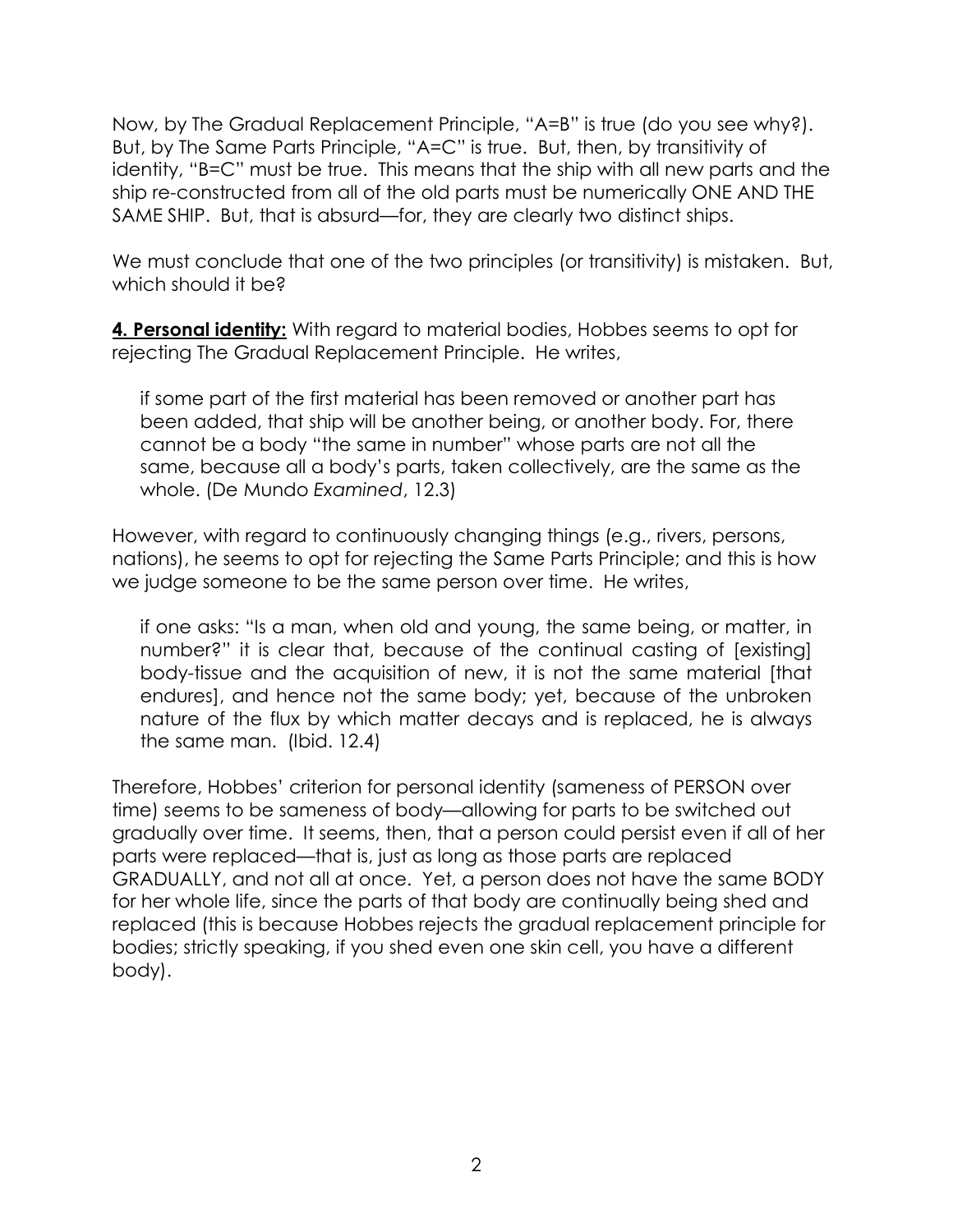Now, by The Gradual Replacement Principle, "A=B" is true (do you see why?). But, by The Same Parts Principle, "A=C" is true. But, then, by transitivity of identity, "B=C" must be true. This means that the ship with all new parts and the ship re-constructed from all of the old parts must be numerically ONE AND THE SAME SHIP. But, that is absurd—for, they are clearly two distinct ships.

We must conclude that one of the two principles (or transitivity) is mistaken. But, which should it be?

**4. Personal identity:** With regard to material bodies, Hobbes seems to opt for rejecting The Gradual Replacement Principle. He writes,

> if some part of the first material has been removed or another part has been added, that ship will be another being, or another body. For, there cannot be a body "the same in number" whose parts are not all the same, because all a body's parts, taken collectively, are the same as the whole. (De Mundo *Examined*, 12.3)

However, with regard to continuously changing things (e.g., rivers, persons, nations), he seems to opt for rejecting the Same Parts Principle; and this is how we judge someone to be the same person over time. He writes,

> if one asks: "Is a man, when old and young, the same being, or matter, in number?" it is clear that, because of the continual casting of [existing] body-tissue and the acquisition of new, it is not the same material [that endures], and hence not the same body; yet, because of the unbroken nature of the flux by which matter decays and is replaced, he is always the same man. (Ibid. 12.4)

Therefore, Hobbes' criterion for personal identity (sameness of PERSON over time) seems to be sameness of body—allowing for parts to be switched out gradually over time. It seems, then, that a person could persist even if all of her parts were replaced—that is, just as long as those parts are replaced GRADUALLY, and not all at once. Yet, a person does not have the same BODY for her whole life, since the parts of that body are continually being shed and replaced (this is because Hobbes rejects the gradual replacement principle for bodies; strictly speaking, if you shed even one skin cell, you have a different body).